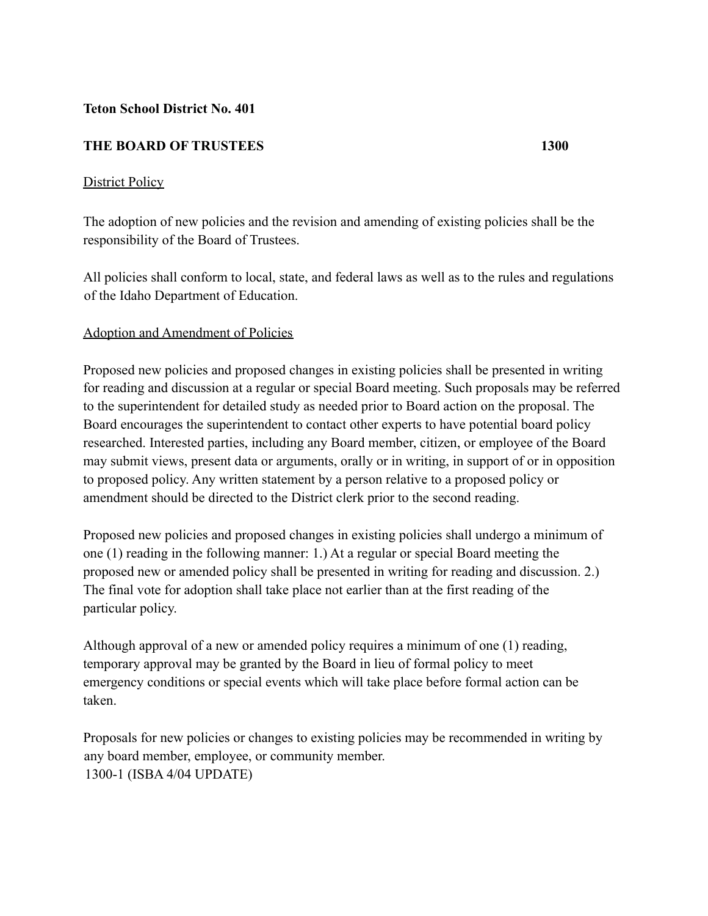**Teton School District No. 401**

**THE BOARD OF TRUSTEES** **1300**

District Policy

The adoption of new policies and the revision and amending of existing policies shall be the responsibility of the Board of Trustees.

All policies shall conform to local, state, and federal laws as well as to the rules and regulations of the Idaho Department of Education.

Adoption and Amendment of Policies

Proposed new policies and proposed changes in existing policies shall be presented in writing for reading and discussion at a regular or special Board meeting. Such proposals may be referred to the superintendent for detailed study as needed prior to Board action on the proposal. The Board encourages the superintendent to contact other experts to have potential board policy researched. Interested parties, including any Board member, citizen, or employee of the Board may submit views, present data or arguments, orally or in writing, in support of or in opposition to proposed policy. Any written statement by a person relative to a proposed policy or amendment should be directed to the District clerk prior to the second reading.

Proposed new policies and proposed changes in existing policies shall undergo a minimum of one (1) reading in the following manner: 1.) At a regular or special Board meeting the proposed new or amended policy shall be presented in writing for reading and discussion. 2.) The final vote for adoption shall take place not earlier than at the first reading of the particular policy.

Although approval of a new or amended policy requires a minimum of one (1) reading, temporary approval may be granted by the Board in lieu of formal policy to meet emergency conditions or special events which will take place before formal action can be taken.

Proposals for new policies or changes to existing policies may be recommended in writing by any board member, employee, or community member.

1300-1 (ISBA 4/04 UPDATE)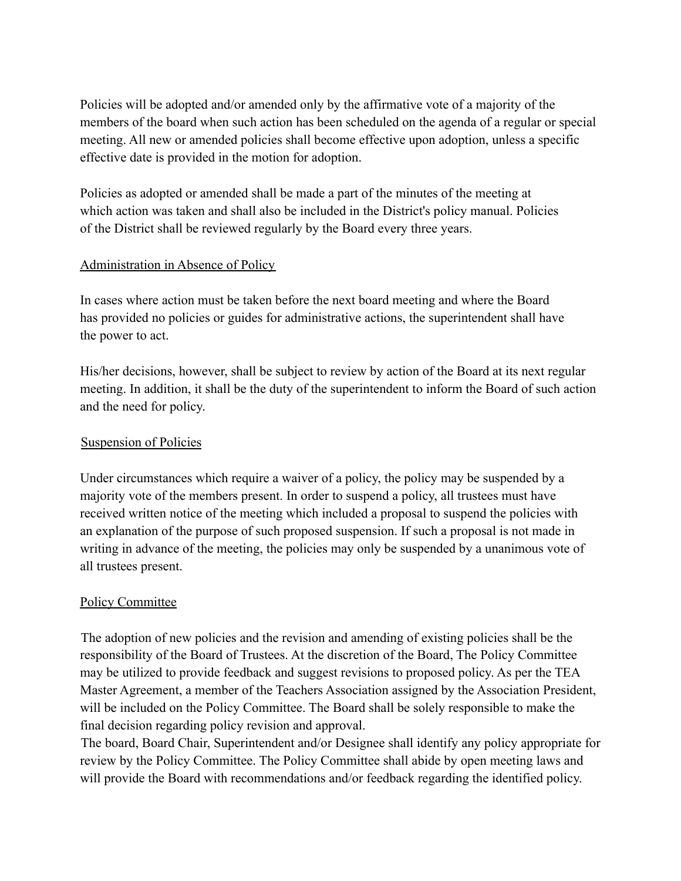Policies will be adopted and/or amended only by the affirmative vote of a majority of the members of the board when such action has been scheduled on the agenda of a regular or special meeting. All new or amended policies shall become effective upon adoption, unless a specific effective date is provided in the motion for adoption.

Policies as adopted or amended shall be made a part of the minutes of the meeting at which action was taken and shall also be included in the District's policy manual. Policies of the District shall be reviewed regularly by the Board every three years.

<u>Administration in Absence of Policy</u>

In cases where action must be taken before the next board meeting and where the Board has provided no policies or guides for administrative actions, the superintendent shall have the power to act.

His/her decisions, however, shall be subject to review by action of the Board at its next regular meeting. In addition, it shall be the duty of the superintendent to inform the Board of such action and the need for policy.

<u>Suspension of Policies</u>

Under circumstances which require a waiver of a policy, the policy may be suspended by a majority vote of the members present. In order to suspend a policy, all trustees must have received written notice of the meeting which included a proposal to suspend the policies with an explanation of the purpose of such proposed suspension. If such a proposal is not made in writing in advance of the meeting, the policies may only be suspended by a unanimous vote of all trustees present.

<u>Policy Committee</u>

The adoption of new policies and the revision and amending of existing policies shall be the responsibility of the Board of Trustees. At the discretion of the Board, The Policy Committee may be utilized to provide feedback and suggest revisions to proposed policy. As per the TEA Master Agreement, a member of the Teachers Association assigned by the Association President, will be included on the Policy Committee. The Board shall be solely responsible to make the final decision regarding policy revision and approval.

The board, Board Chair, Superintendent and/or Designee shall identify any policy appropriate for review by the Policy Committee. The Policy Committee shall abide by open meeting laws and will provide the Board with recommendations and/or feedback regarding the identified policy.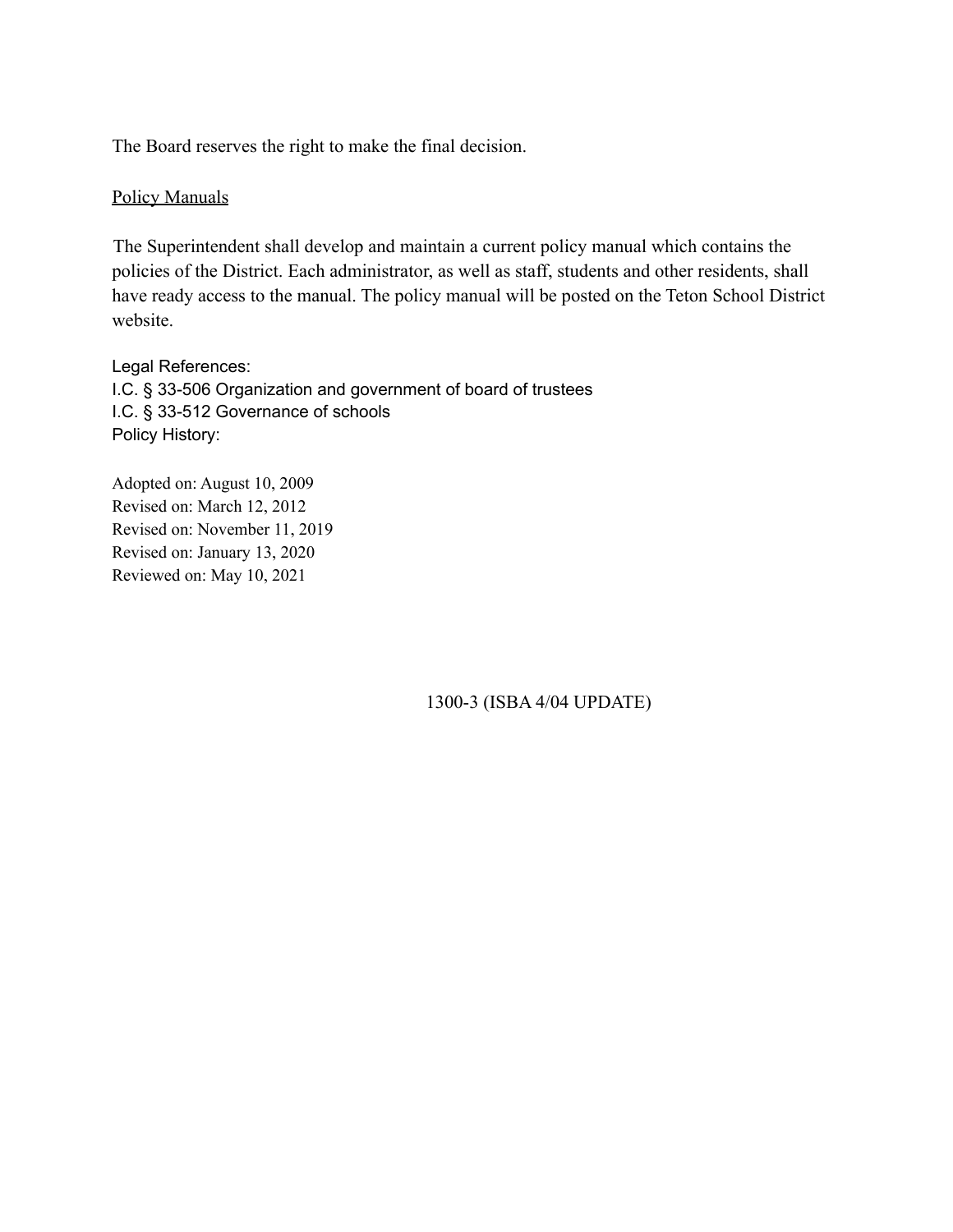The Board reserves the right to make the final decision.

<u>Policy Manuals</u>

The Superintendent shall develop and maintain a current policy manual which contains the policies of the District. Each administrator, as well as staff, students and other residents, shall have ready access to the manual. The policy manual will be posted on the Teton School District website.

Legal References:
I.C. § 33-506 Organization and government of board of trustees
I.C. § 33-512 Governance of schools
Policy History:

Adopted on: August 10, 2009
Revised on: March 12, 2012
Revised on: November 11, 2019
Revised on: January 13, 2020
Reviewed on: May 10, 2021

1300-3 (ISBA 4/04 UPDATE)